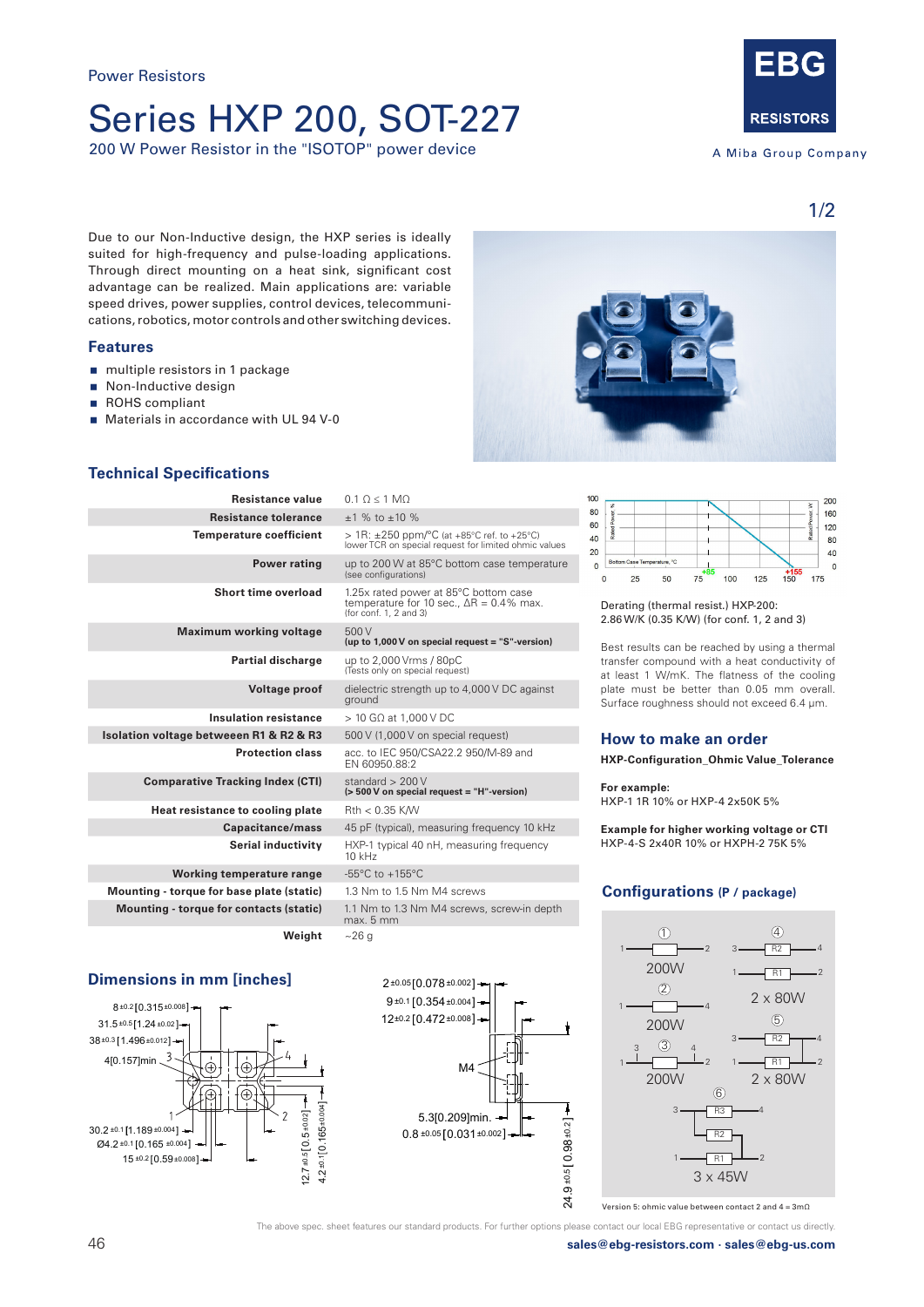Power Resistors

# Series HXP 200, SOT-227

200 W Power Resistor in the "ISOTOP" power device

EBG RESISTORS
A Miba Group Company

Due to our Non-Inductive design, the HXP series is ideally suited for high-frequency and pulse-loading applications. Through direct mounting on a heat sink, significant cost advantage can be realized. Main applications are: variable speed drives, power supplies, control devices, telecommunications, robotics, motor controls and other switching devices.

## Features

- multiple resistors in 1 package
- Non-Inductive design
- ROHS compliant
- Materials in accordance with UL 94 V-0

## Technical Specifications

| | |
|---|---|
| **Resistance value** | 0.1 Ω ≤ 1 MΩ |
| **Resistance tolerance** | ±1 % to ±10 % |
| **Temperature coefficient** | > 1R: ±250 ppm/°C (at +85°C ref. to +25°C) lower TCR on special request for limited ohmic values |
| **Power rating** | up to 200 W at 85°C bottom case temperature (see configurations) |
| **Short time overload** | 1.25x rated power at 85°C bottom case temperature for 10 sec., ΔR = 0.4% max. (for conf. 1, 2 and 3) |
| **Maximum working voltage** | 500 V **(up to 1,000 V on special request = "S"-version)** |
| **Partial discharge** | up to 2,000 Vrms / 80pC (Tests only on special request) |
| **Voltage proof** | dielectric strength up to 4,000 V DC against ground |
| **Insulation resistance** | > 10 GΩ at 1,000 V DC |
| **Isolation voltage betweeen R1 & R2 & R3** | 500 V (1,000 V on special request) |
| **Protection class** | acc. to IEC 950/CSA22.2 950/M-89 and EN 60950.88:2 |
| **Comparative Tracking Index (CTI)** | standard > 200 V **(> 500 V on special request = "H"-version)** |
| **Heat resistance to cooling plate** | Rth < 0.35 K/W |
| **Capacitance/mass** | 45 pF (typical), measuring frequency 10 kHz |
| **Serial inductivity** | HXP-1 typical 40 nH, measuring frequency 10 kHz |
| **Working temperature range** | -55°C to +155°C |
| **Mounting - torque for base plate (static)** | 1.3 Nm to 1.5 Nm M4 screws |
| **Mounting - torque for contacts (static)** | 1.1 Nm to 1.3 Nm M4 screws, screw-in depth max. 5 mm |
| **Weight** | ~26 g |

Derating (thermal resist.) HXP-200: 2.86 W/K (0.35 K/W) (for conf. 1, 2 and 3)

Best results can be reached by using a thermal transfer compound with a heat conductivity of at least 1 W/mK. The flatness of the cooling plate must be better than 0.05 mm overall. Surface roughness should not exceed 6.4 µm.

## How to make an order

**HXP-Configuration_Ohmic Value_Tolerance**

**For example:**
HXP-1 1R 10% or HXP-4 2x50K 5%

**Example for higher working voltage or CTI**
HXP-4-S 2x40R 10% or HXPH-2 75K 5%

## Configurations (P / package)

① 200W
② 200W
③ 200W
④ 2 x 80W
⑤ 2 x 80W
⑥ 3 x 45W

Version 5: ohmic value between contact 2 and 4 = 3mΩ

## Dimensions in mm [inches]

8 ±0.2 [0.315 ±0.008]; 31.5 ±0.5 [1.24 ±0.02]; 38 ±0.3 [1.496 ±0.012]; 4 [0.157] min; 30.2 ±0.1 [1.189 ±0.004]; Ø4.2 ±0.1 [0.165 ±0.004]; 15 ±0.2 [0.59 ±0.008]; 12.7 ±0.5 [0.5 ±0.02]; 4.2 ±0.1 [0.165 ±0.004]; 2 ±0.05 [0.078 ±0.002]; 9 ±0.1 [0.354 ±0.004]; 12 ±0.2 [0.472 ±0.008]; M4; 5.3 [0.209] min.; 0.8 ±0.05 [0.031 ±0.002]; 24.9 ±0.5 [0.98 ±0.2]

The above spec. sheet features our standard products. For further options please contact our local EBG representative or contact us directly.

sales@ebg-resistors.com · sales@ebg-us.com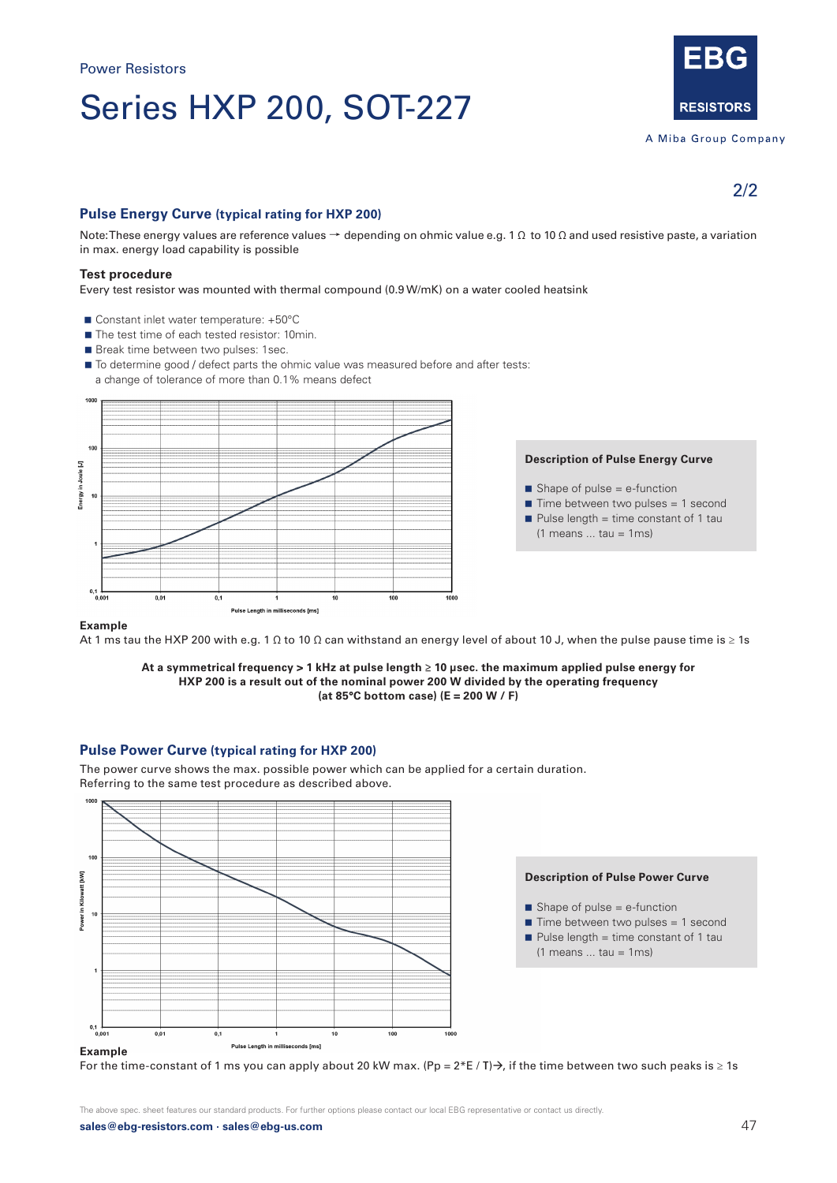Power Resistors

# Series HXP 200, SOT-227

EBG RESISTORS

A Miba Group Company

## Pulse Energy Curve (typical rating for HXP 200)

Note: These energy values are reference values → depending on ohmic value e.g. 1 Ω to 10 Ω and used resistive paste, a variation in max. energy load capability is possible

### Test procedure

Every test resistor was mounted with thermal compound (0.9 W/mK) on a water cooled heatsink

- Constant inlet water temperature: +50°C
- The test time of each tested resistor: 10min.
- Break time between two pulses: 1sec.
- To determine good / defect parts the ohmic value was measured before and after tests: a change of tolerance of more than 0.1% means defect

Energy in Joule [J]

1000
100
10
1
0,1

0,001
0,01
0,1
1
10
100
1000

Pulse Length in milliseconds [ms]

**Description of Pulse Energy Curve**

- Shape of pulse = e-function
- Time between two pulses = 1 second
- Pulse length = time constant of 1 tau (1 means ... tau = 1ms)

**Example**

At 1 ms tau the HXP 200 with e.g. 1 Ω to 10 Ω can withstand an energy level of about 10 J, when the pulse pause time is ≥ 1s

**At a symmetrical frequency > 1 kHz at pulse length ≥ 10 µsec. the maximum applied pulse energy for HXP 200 is a result out of the nominal power 200 W divided by the operating frequency (at 85°C bottom case) (E = 200 W / F)**

## Pulse Power Curve (typical rating for HXP 200)

The power curve shows the max. possible power which can be applied for a certain duration.
Referring to the same test procedure as described above.

Power in Kilowatt [kW]

1000
100
10
1
0,1

0,001
0,01
0,1
1
10
100
1000

Pulse Length in milliseconds [ms]

**Description of Pulse Power Curve**

- Shape of pulse = e-function
- Time between two pulses = 1 second
- Pulse length = time constant of 1 tau (1 means ... tau = 1ms)

**Example**

For the time-constant of 1 ms you can apply about 20 kW max. ($P_p = 2*E / T$)→, if the time between two such peaks is ≥ 1s

The above spec. sheet features our standard products. For further options please contact our local EBG representative or contact us directly.

sales@ebg-resistors.com · sales@ebg-us.com